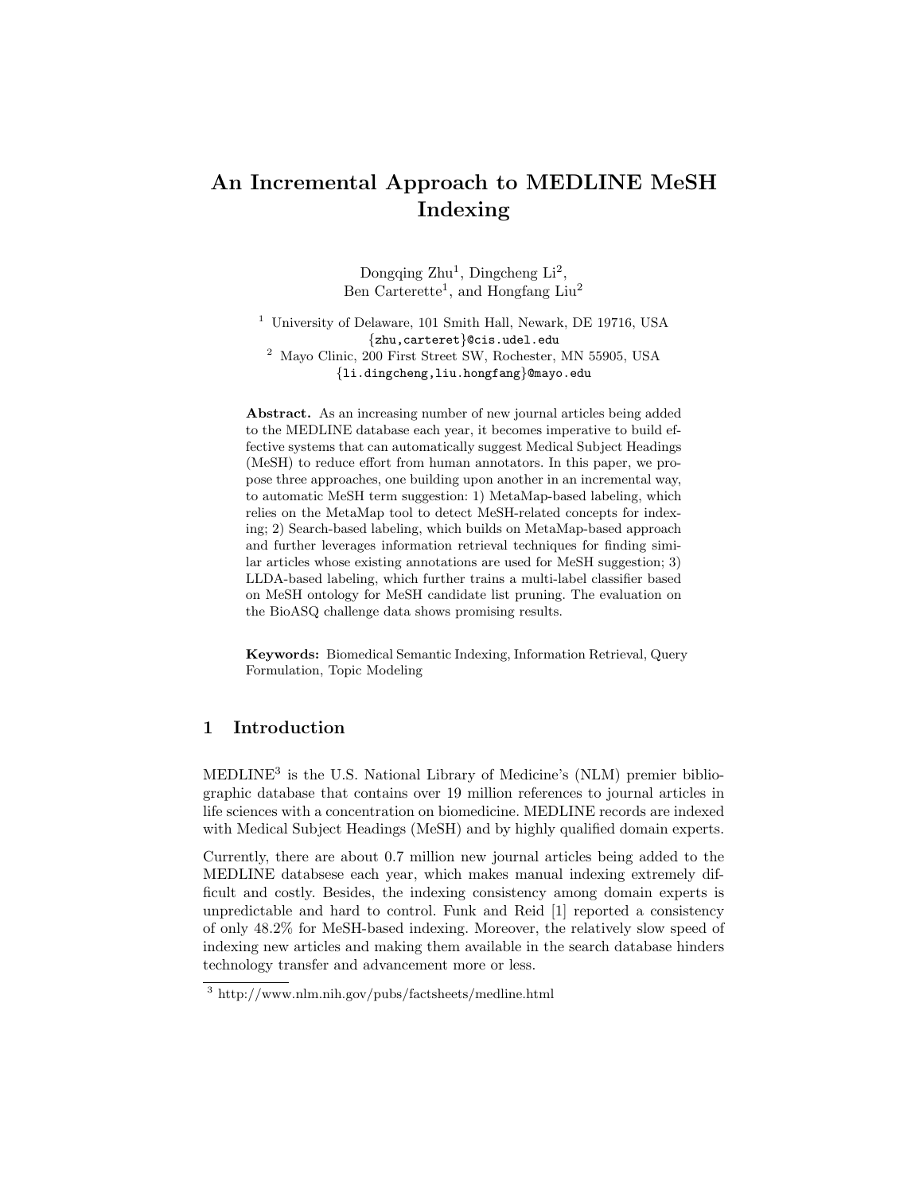# An Incremental Approach to MEDLINE MeSH Indexing

Dongqing Zhu[1], Dingcheng Li[2],
Ben Carterette[1], and Hongfang Liu[2]

[1] University of Delaware, 101 Smith Hall, Newark, DE 19716, USA
{zhu,carteret}@cis.udel.edu
[2] Mayo Clinic, 200 First Street SW, Rochester, MN 55905, USA
{li.dingcheng,liu.hongfang}@mayo.edu

**Abstract.** As an increasing number of new journal articles being added to the MEDLINE database each year, it becomes imperative to build effective systems that can automatically suggest Medical Subject Headings (MeSH) to reduce effort from human annotators. In this paper, we propose three approaches, one building upon another in an incremental way, to automatic MeSH term suggestion: 1) MetaMap-based labeling, which relies on the MetaMap tool to detect MeSH-related concepts for indexing; 2) Search-based labeling, which builds on MetaMap-based approach and further leverages information retrieval techniques for finding similar articles whose existing annotations are used for MeSH suggestion; 3) LLDA-based labeling, which further trains a multi-label classifier based on MeSH ontology for MeSH candidate list pruning. The evaluation on the BioASQ challenge data shows promising results.

**Keywords:** Biomedical Semantic Indexing, Information Retrieval, Query Formulation, Topic Modeling

## 1 Introduction

MEDLINE[3] is the U.S. National Library of Medicine's (NLM) premier bibliographic database that contains over 19 million references to journal articles in life sciences with a concentration on biomedicine. MEDLINE records are indexed with Medical Subject Headings (MeSH) and by highly qualified domain experts.

Currently, there are about 0.7 million new journal articles being added to the MEDLINE databsese each year, which makes manual indexing extremely difficult and costly. Besides, the indexing consistency among domain experts is unpredictable and hard to control. Funk and Reid [1] reported a consistency of only 48.2% for MeSH-based indexing. Moreover, the relatively slow speed of indexing new articles and making them available in the search database hinders technology transfer and advancement more or less.

[3] http://www.nlm.nih.gov/pubs/factsheets/medline.html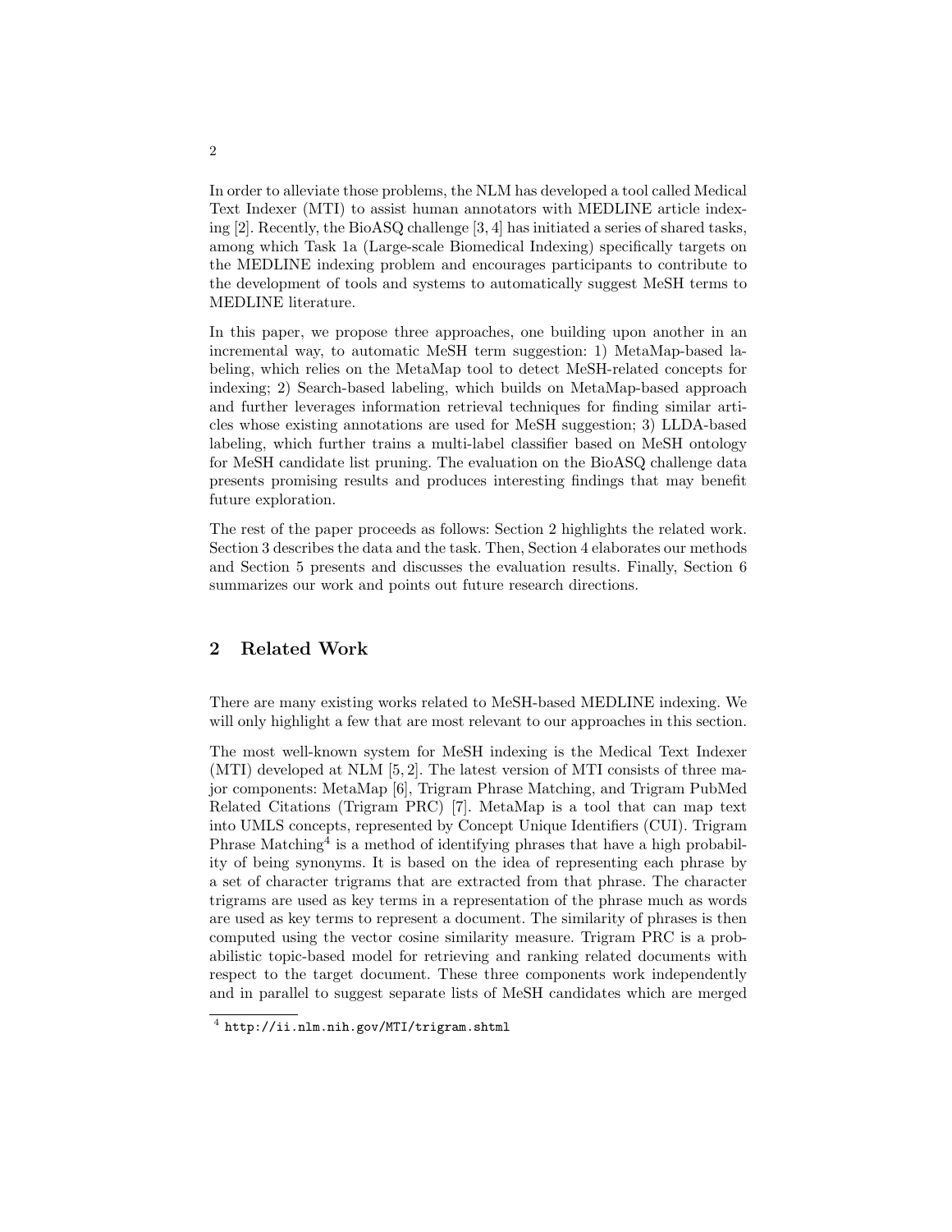In order to alleviate those problems, the NLM has developed a tool called Medical Text Indexer (MTI) to assist human annotators with MEDLINE article indexing [2]. Recently, the BioASQ challenge [3, 4] has initiated a series of shared tasks, among which Task 1a (Large-scale Biomedical Indexing) specifically targets on the MEDLINE indexing problem and encourages participants to contribute to the development of tools and systems to automatically suggest MeSH terms to MEDLINE literature.

In this paper, we propose three approaches, one building upon another in an incremental way, to automatic MeSH term suggestion: 1) MetaMap-based labeling, which relies on the MetaMap tool to detect MeSH-related concepts for indexing; 2) Search-based labeling, which builds on MetaMap-based approach and further leverages information retrieval techniques for finding similar articles whose existing annotations are used for MeSH suggestion; 3) LLDA-based labeling, which further trains a multi-label classifier based on MeSH ontology for MeSH candidate list pruning. The evaluation on the BioASQ challenge data presents promising results and produces interesting findings that may benefit future exploration.

The rest of the paper proceeds as follows: Section 2 highlights the related work. Section 3 describes the data and the task. Then, Section 4 elaborates our methods and Section 5 presents and discusses the evaluation results. Finally, Section 6 summarizes our work and points out future research directions.

## 2 Related Work

There are many existing works related to MeSH-based MEDLINE indexing. We will only highlight a few that are most relevant to our approaches in this section.

The most well-known system for MeSH indexing is the Medical Text Indexer (MTI) developed at NLM [5, 2]. The latest version of MTI consists of three major components: MetaMap [6], Trigram Phrase Matching, and Trigram PubMed Related Citations (Trigram PRC) [7]. MetaMap is a tool that can map text into UMLS concepts, represented by Concept Unique Identifiers (CUI). Trigram Phrase Matching[4] is a method of identifying phrases that have a high probability of being synonyms. It is based on the idea of representing each phrase by a set of character trigrams that are extracted from that phrase. The character trigrams are used as key terms in a representation of the phrase much as words are used as key terms to represent a document. The similarity of phrases is then computed using the vector cosine similarity measure. Trigram PRC is a probabilistic topic-based model for retrieving and ranking related documents with respect to the target document. These three components work independently and in parallel to suggest separate lists of MeSH candidates which are merged

[4] http://ii.nlm.nih.gov/MTI/trigram.shtml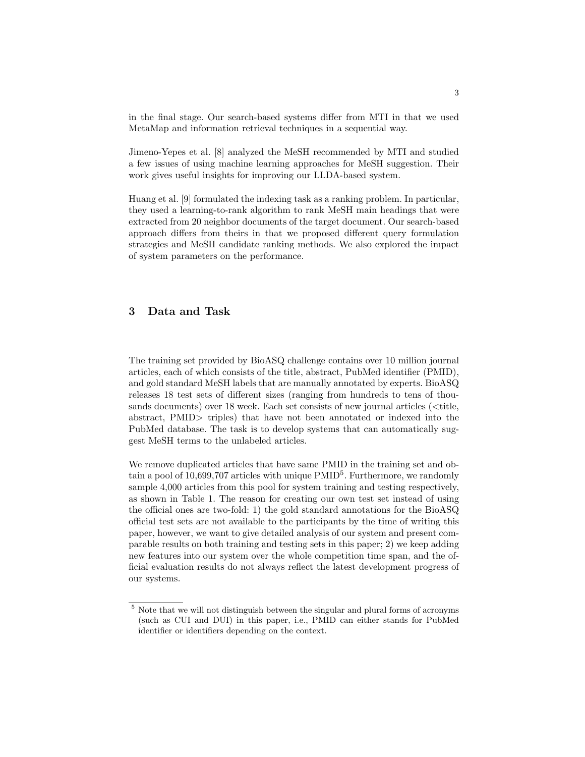in the final stage. Our search-based systems differ from MTI in that we used MetaMap and information retrieval techniques in a sequential way.

Jimeno-Yepes et al. [8] analyzed the MeSH recommended by MTI and studied a few issues of using machine learning approaches for MeSH suggestion. Their work gives useful insights for improving our LLDA-based system.

Huang et al. [9] formulated the indexing task as a ranking problem. In particular, they used a learning-to-rank algorithm to rank MeSH main headings that were extracted from 20 neighbor documents of the target document. Our search-based approach differs from theirs in that we proposed different query formulation strategies and MeSH candidate ranking methods. We also explored the impact of system parameters on the performance.

## 3 Data and Task

The training set provided by BioASQ challenge contains over 10 million journal articles, each of which consists of the title, abstract, PubMed identifier (PMID), and gold standard MeSH labels that are manually annotated by experts. BioASQ releases 18 test sets of different sizes (ranging from hundreds to tens of thousands documents) over 18 week. Each set consists of new journal articles (<title, abstract, PMID> triples) that have not been annotated or indexed into the PubMed database. The task is to develop systems that can automatically suggest MeSH terms to the unlabeled articles.

We remove duplicated articles that have same PMID in the training set and obtain a pool of 10,699,707 articles with unique PMID[5]. Furthermore, we randomly sample 4,000 articles from this pool for system training and testing respectively, as shown in Table 1. The reason for creating our own test set instead of using the official ones are two-fold: 1) the gold standard annotations for the BioASQ official test sets are not available to the participants by the time of writing this paper, however, we want to give detailed analysis of our system and present comparable results on both training and testing sets in this paper; 2) we keep adding new features into our system over the whole competition time span, and the official evaluation results do not always reflect the latest development progress of our systems.

[5] Note that we will not distinguish between the singular and plural forms of acronyms (such as CUI and DUI) in this paper, i.e., PMID can either stands for PubMed identifier or identifiers depending on the context.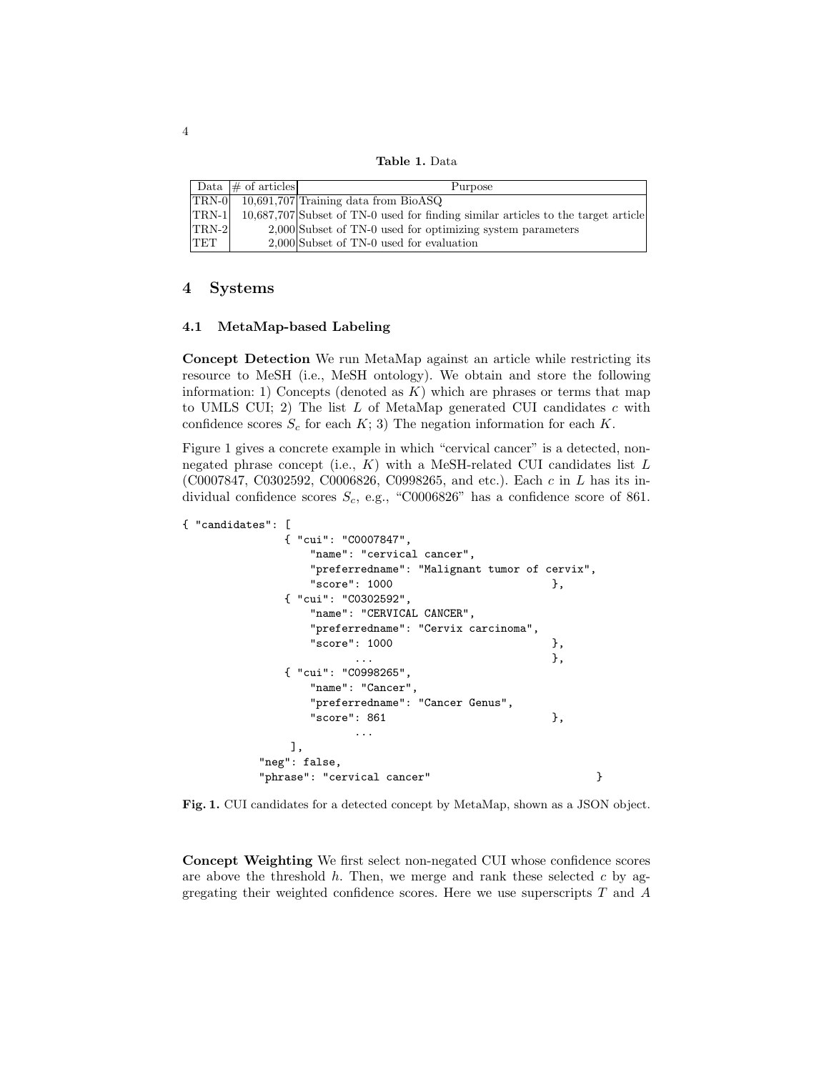**Table 1.** Data

| Data | # of articles | Purpose |
|---|---|---|
| TRN-0 | 10,691,707 | Training data from BioASQ |
| TRN-1 | 10,687,707 | Subset of TN-0 used for finding similar articles to the target article |
| TRN-2 | 2,000 | Subset of TN-0 used for optimizing system parameters |
| TET | 2,000 | Subset of TN-0 used for evaluation |

## 4 Systems

### 4.1 MetaMap-based Labeling

**Concept Detection** We run MetaMap against an article while restricting its resource to MeSH (i.e., MeSH ontology). We obtain and store the following information: 1) Concepts (denoted as $K$) which are phrases or terms that map to UMLS CUI; 2) The list $L$ of MetaMap generated CUI candidates $c$ with confidence scores $S_c$ for each $K$; 3) The negation information for each $K$.

Figure 1 gives a concrete example in which "cervical cancer" is a detected, non-negated phrase concept (i.e., $K$) with a MeSH-related CUI candidates list $L$ (C0007847, C0302592, C0006826, C0998265, and etc.). Each $c$ in $L$ has its individual confidence scores $S_c$, e.g., "C0006826" has a confidence score of 861.

```
{ "candidates": [
              { "cui": "C0007847",
                  "name": "cervical cancer",
                  "preferredname": "Malignant tumor of cervix",
                  "score": 1000                        },
              { "cui": "C0302592",
                  "name": "CERVICAL CANCER",
                  "preferredname": "Cervix carcinoma",
                  "score": 1000                        },
                      ...                              },
              { "cui": "C0998265",
                  "name": "Cancer",
                  "preferredname": "Cancer Genus",
                  "score": 861                         },
                      ...
               ],
          "neg": false,
          "phrase": "cervical cancer"                          }
```

**Fig. 1.** CUI candidates for a detected concept by MetaMap, shown as a JSON object.

**Concept Weighting** We first select non-negated CUI whose confidence scores are above the threshold $h$. Then, we merge and rank these selected $c$ by aggregating their weighted confidence scores. Here we use superscripts $T$ and $A$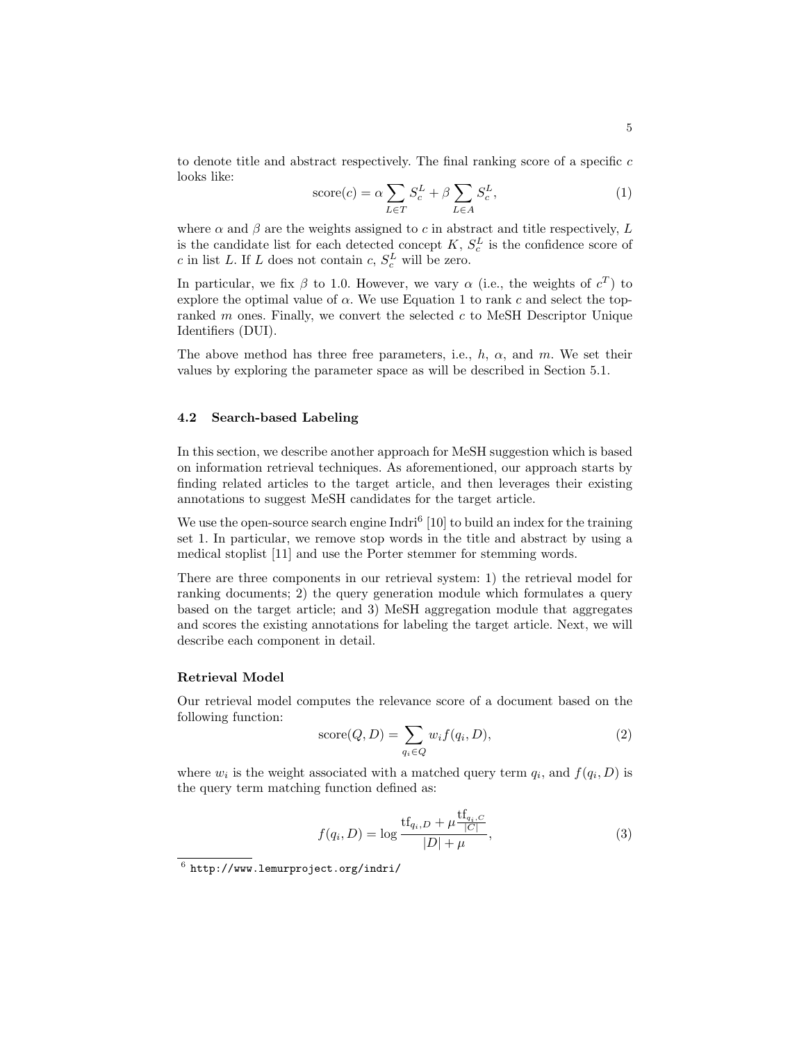to denote title and abstract respectively. The final ranking score of a specific $c$ looks like:

$$\text{score}(c) = \alpha \sum_{L \in T} S_c^L + \beta \sum_{L \in A} S_c^L, \tag{1}$$

where $\alpha$ and $\beta$ are the weights assigned to $c$ in abstract and title respectively, $L$ is the candidate list for each detected concept $K$, $S_c^L$ is the confidence score of $c$ in list $L$. If $L$ does not contain $c$, $S_c^L$ will be zero.

In particular, we fix $\beta$ to 1.0. However, we vary $\alpha$ (i.e., the weights of $c^T$) to explore the optimal value of $\alpha$. We use Equation 1 to rank $c$ and select the top-ranked $m$ ones. Finally, we convert the selected $c$ to MeSH Descriptor Unique Identifiers (DUI).

The above method has three free parameters, i.e., $h$, $\alpha$, and $m$. We set their values by exploring the parameter space as will be described in Section 5.1.

### 4.2 Search-based Labeling

In this section, we describe another approach for MeSH suggestion which is based on information retrieval techniques. As aforementioned, our approach starts by finding related articles to the target article, and then leverages their existing annotations to suggest MeSH candidates for the target article.

We use the open-source search engine Indri[6] [10] to build an index for the training set 1. In particular, we remove stop words in the title and abstract by using a medical stoplist [11] and use the Porter stemmer for stemming words.

There are three components in our retrieval system: 1) the retrieval model for ranking documents; 2) the query generation module which formulates a query based on the target article; and 3) MeSH aggregation module that aggregates and scores the existing annotations for labeling the target article. Next, we will describe each component in detail.

**Retrieval Model**

Our retrieval model computes the relevance score of a document based on the following function:

$$\text{score}(Q, D) = \sum_{q_i \in Q} w_i f(q_i, D), \tag{2}$$

where $w_i$ is the weight associated with a matched query term $q_i$, and $f(q_i, D)$ is the query term matching function defined as:

$$f(q_i, D) = \log \frac{\text{tf}_{q_i,D} + \mu \frac{\text{tf}_{q_i,C}}{|C|}}{|D| + \mu}, \tag{3}$$

[6] http://www.lemurproject.org/indri/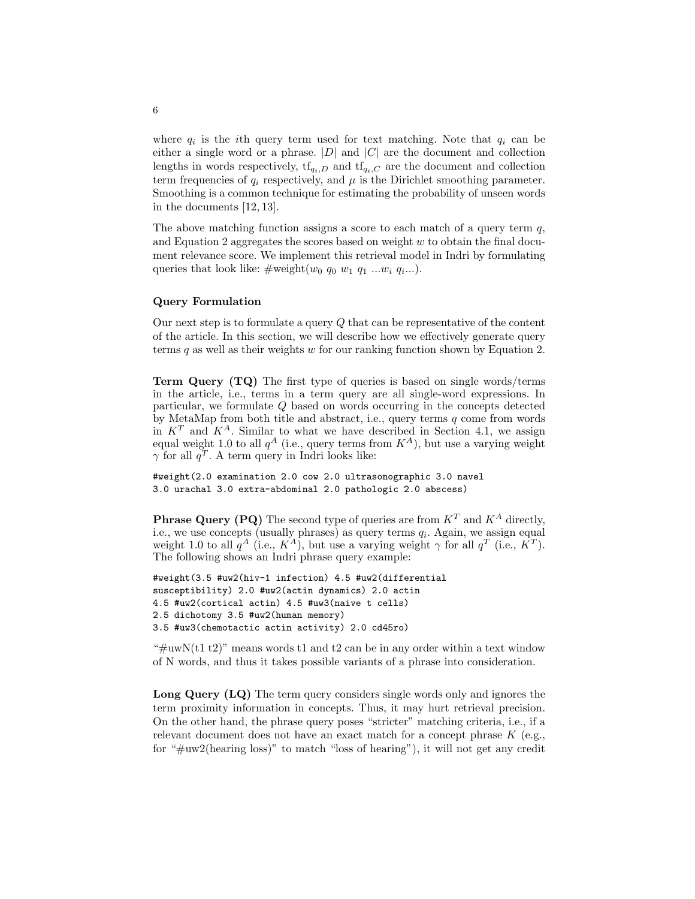where $q_i$ is the $i$th query term used for text matching. Note that $q_i$ can be either a single word or a phrase. $|D|$ and $|C|$ are the document and collection lengths in words respectively, $\text{tf}_{q_i,D}$ and $\text{tf}_{q_i,C}$ are the document and collection term frequencies of $q_i$ respectively, and $\mu$ is the Dirichlet smoothing parameter. Smoothing is a common technique for estimating the probability of unseen words in the documents [12, 13].

The above matching function assigns a score to each match of a query term $q$, and Equation 2 aggregates the scores based on weight $w$ to obtain the final document relevance score. We implement this retrieval model in Indri by formulating queries that look like: #weight($w_0$ $q_0$ $w_1$ $q_1$ ...$w_i$ $q_i$...).

### Query Formulation

Our next step is to formulate a query $Q$ that can be representative of the content of the article. In this section, we will describe how we effectively generate query terms $q$ as well as their weights $w$ for our ranking function shown by Equation 2.

**Term Query (TQ)** The first type of queries is based on single words/terms in the article, i.e., terms in a term query are all single-word expressions. In particular, we formulate $Q$ based on words occurring in the concepts detected by MetaMap from both title and abstract, i.e., query terms $q$ come from words in $K^T$ and $K^A$. Similar to what we have described in Section 4.1, we assign equal weight 1.0 to all $q^A$ (i.e., query terms from $K^A$), but use a varying weight $\gamma$ for all $q^T$. A term query in Indri looks like:

```
#weight(2.0 examination 2.0 cow 2.0 ultrasonographic 3.0 navel
3.0 urachal 3.0 extra-abdominal 2.0 pathologic 2.0 abscess)
```

**Phrase Query (PQ)** The second type of queries are from $K^T$ and $K^A$ directly, i.e., we use concepts (usually phrases) as query terms $q_i$. Again, we assign equal weight 1.0 to all $q^A$ (i.e., $K^A$), but use a varying weight $\gamma$ for all $q^T$ (i.e., $K^T$). The following shows an Indri phrase query example:

```
#weight(3.5 #uw2(hiv-1 infection) 4.5 #uw2(differential
susceptibility) 2.0 #uw2(actin dynamics) 2.0 actin
4.5 #uw2(cortical actin) 4.5 #uw3(naive t cells)
2.5 dichotomy 3.5 #uw2(human memory)
3.5 #uw3(chemotactic actin activity) 2.0 cd45ro)
```

"#uwN(t1 t2)" means words t1 and t2 can be in any order within a text window of N words, and thus it takes possible variants of a phrase into consideration.

**Long Query (LQ)** The term query considers single words only and ignores the term proximity information in concepts. Thus, it may hurt retrieval precision. On the other hand, the phrase query poses "stricter" matching criteria, i.e., if a relevant document does not have an exact match for a concept phrase $K$ (e.g., for "#uw2(hearing loss)" to match "loss of hearing"), it will not get any credit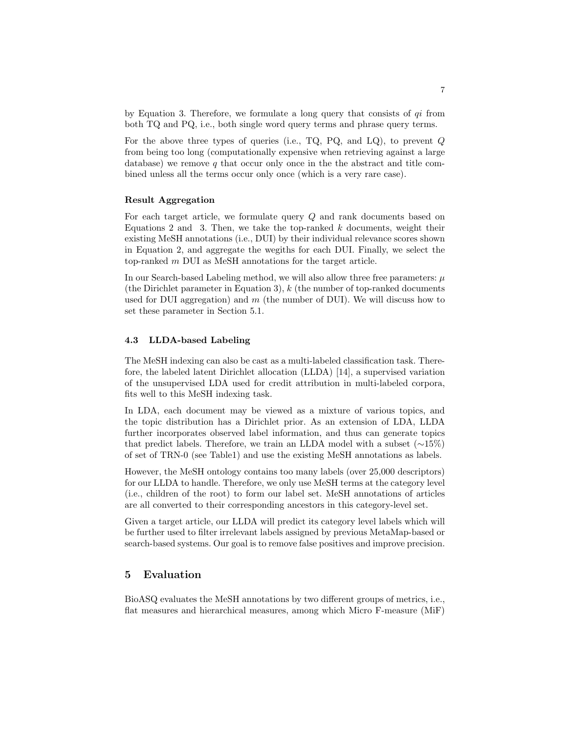by Equation 3. Therefore, we formulate a long query that consists of $qi$ from both TQ and PQ, i.e., both single word query terms and phrase query terms.

For the above three types of queries (i.e., TQ, PQ, and LQ), to prevent $Q$ from being too long (computationally expensive when retrieving against a large database) we remove $q$ that occur only once in the the abstract and title combined unless all the terms occur only once (which is a very rare case).

**Result Aggregation**

For each target article, we formulate query $Q$ and rank documents based on Equations 2 and 3. Then, we take the top-ranked $k$ documents, weight their existing MeSH annotations (i.e., DUI) by their individual relevance scores shown in Equation 2, and aggregate the wegiths for each DUI. Finally, we select the top-ranked $m$ DUI as MeSH annotations for the target article.

In our Search-based Labeling method, we will also allow three free parameters: $\mu$ (the Dirichlet parameter in Equation 3), $k$ (the number of top-ranked documents used for DUI aggregation) and $m$ (the number of DUI). We will discuss how to set these parameter in Section 5.1.

### 4.3 LLDA-based Labeling

The MeSH indexing can also be cast as a multi-labeled classification task. Therefore, the labeled latent Dirichlet allocation (LLDA) [14], a supervised variation of the unsupervised LDA used for credit attribution in multi-labeled corpora, fits well to this MeSH indexing task.

In LDA, each document may be viewed as a mixture of various topics, and the topic distribution has a Dirichlet prior. As an extension of LDA, LLDA further incorporates observed label information, and thus can generate topics that predict labels. Therefore, we train an LLDA model with a subset ($\sim$15%) of set of TRN-0 (see Table1) and use the existing MeSH annotations as labels.

However, the MeSH ontology contains too many labels (over 25,000 descriptors) for our LLDA to handle. Therefore, we only use MeSH terms at the category level (i.e., children of the root) to form our label set. MeSH annotations of articles are all converted to their corresponding ancestors in this category-level set.

Given a target article, our LLDA will predict its category level labels which will be further used to filter irrelevant labels assigned by previous MetaMap-based or search-based systems. Our goal is to remove false positives and improve precision.

## 5 Evaluation

BioASQ evaluates the MeSH annotations by two different groups of metrics, i.e., flat measures and hierarchical measures, among which Micro F-measure (MiF)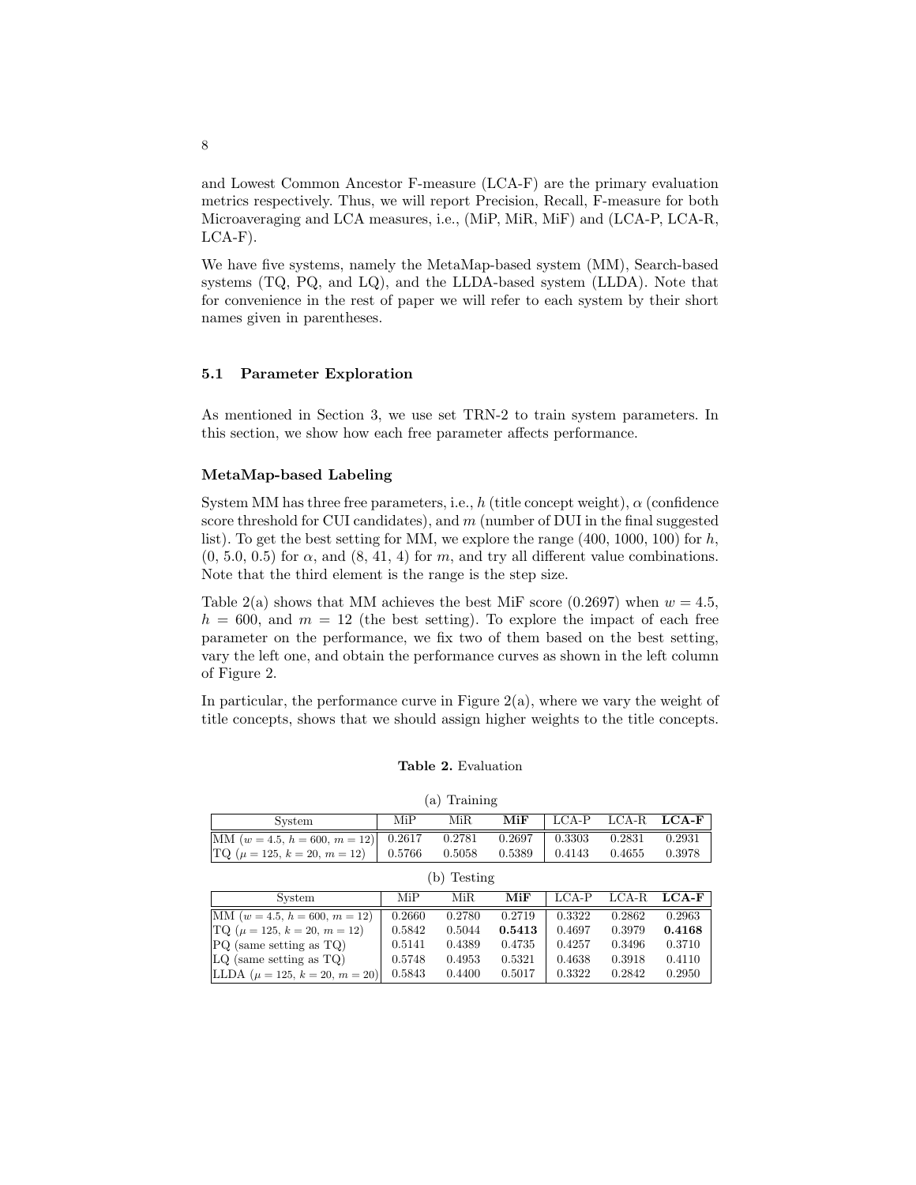and Lowest Common Ancestor F-measure (LCA-F) are the primary evaluation metrics respectively. Thus, we will report Precision, Recall, F-measure for both Microaveraging and LCA measures, i.e., (MiP, MiR, MiF) and (LCA-P, LCA-R, LCA-F).

We have five systems, namely the MetaMap-based system (MM), Search-based systems (TQ, PQ, and LQ), and the LLDA-based system (LLDA). Note that for convenience in the rest of paper we will refer to each system by their short names given in parentheses.

### 5.1 Parameter Exploration

As mentioned in Section 3, we use set TRN-2 to train system parameters. In this section, we show how each free parameter affects performance.

#### MetaMap-based Labeling

System MM has three free parameters, i.e., $h$ (title concept weight), $\alpha$ (confidence score threshold for CUI candidates), and $m$ (number of DUI in the final suggested list). To get the best setting for MM, we explore the range (400, 1000, 100) for $h$, (0, 5.0, 0.5) for $\alpha$, and (8, 41, 4) for $m$, and try all different value combinations. Note that the third element is the range is the step size.

Table 2(a) shows that MM achieves the best MiF score (0.2697) when $w = 4.5$, $h = 600$, and $m = 12$ (the best setting). To explore the impact of each free parameter on the performance, we fix two of them based on the best setting, vary the left one, and obtain the performance curves as shown in the left column of Figure 2.

In particular, the performance curve in Figure 2(a), where we vary the weight of title concepts, shows that we should assign higher weights to the title concepts.

**Table 2.** Evaluation

(a) Training

| System | MiP | MiR | **MiF** | LCA-P | LCA-R | **LCA-F** |
|---|---|---|---|---|---|---|
| MM ($w = 4.5$, $h = 600$, $m = 12$) | 0.2617 | 0.2781 | 0.2697 | 0.3303 | 0.2831 | 0.2931 |
| TQ ($\mu = 125$, $k = 20$, $m = 12$) | 0.5766 | 0.5058 | 0.5389 | 0.4143 | 0.4655 | 0.3978 |

(b) Testing

| System | MiP | MiR | **MiF** | LCA-P | LCA-R | **LCA-F** |
|---|---|---|---|---|---|---|
| MM ($w = 4.5$, $h = 600$, $m = 12$) | 0.2660 | 0.2780 | 0.2719 | 0.3322 | 0.2862 | 0.2963 |
| TQ ($\mu = 125$, $k = 20$, $m = 12$) | 0.5842 | 0.5044 | **0.5413** | 0.4697 | 0.3979 | **0.4168** |
| PQ (same setting as TQ) | 0.5141 | 0.4389 | 0.4735 | 0.4257 | 0.3496 | 0.3710 |
| LQ (same setting as TQ) | 0.5748 | 0.4953 | 0.5321 | 0.4638 | 0.3918 | 0.4110 |
| LLDA ($\mu = 125$, $k = 20$, $m = 20$) | 0.5843 | 0.4400 | 0.5017 | 0.3322 | 0.2842 | 0.2950 |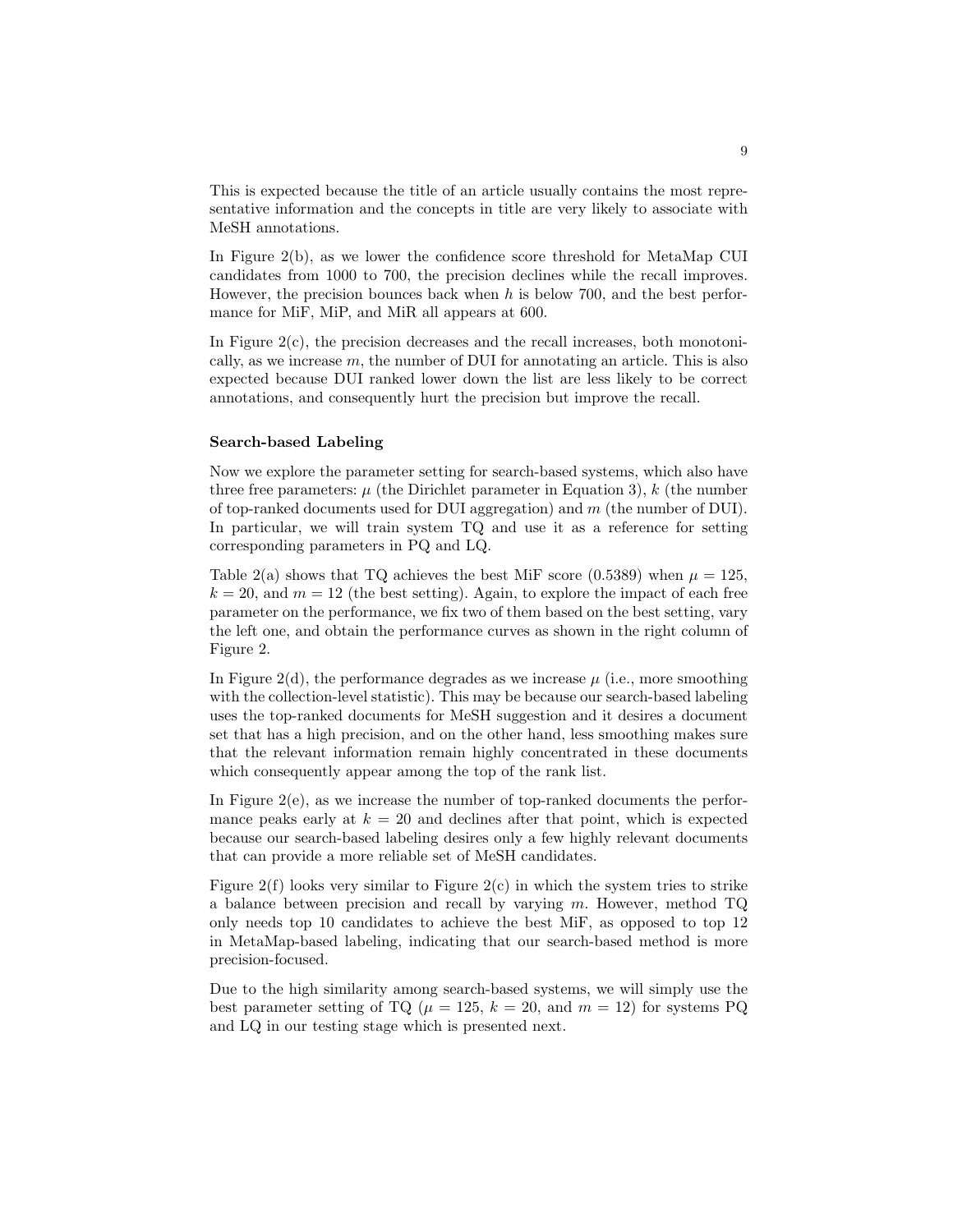This is expected because the title of an article usually contains the most representative information and the concepts in title are very likely to associate with MeSH annotations.

In Figure 2(b), as we lower the confidence score threshold for MetaMap CUI candidates from 1000 to 700, the precision declines while the recall improves. However, the precision bounces back when $h$ is below 700, and the best performance for MiF, MiP, and MiR all appears at 600.

In Figure 2(c), the precision decreases and the recall increases, both monotonically, as we increase $m$, the number of DUI for annotating an article. This is also expected because DUI ranked lower down the list are less likely to be correct annotations, and consequently hurt the precision but improve the recall.

**Search-based Labeling**

Now we explore the parameter setting for search-based systems, which also have three free parameters: $\mu$ (the Dirichlet parameter in Equation 3), $k$ (the number of top-ranked documents used for DUI aggregation) and $m$ (the number of DUI). In particular, we will train system TQ and use it as a reference for setting corresponding parameters in PQ and LQ.

Table 2(a) shows that TQ achieves the best MiF score (0.5389) when $\mu = 125$, $k = 20$, and $m = 12$ (the best setting). Again, to explore the impact of each free parameter on the performance, we fix two of them based on the best setting, vary the left one, and obtain the performance curves as shown in the right column of Figure 2.

In Figure 2(d), the performance degrades as we increase $\mu$ (i.e., more smoothing with the collection-level statistic). This may be because our search-based labeling uses the top-ranked documents for MeSH suggestion and it desires a document set that has a high precision, and on the other hand, less smoothing makes sure that the relevant information remain highly concentrated in these documents which consequently appear among the top of the rank list.

In Figure 2(e), as we increase the number of top-ranked documents the performance peaks early at $k = 20$ and declines after that point, which is expected because our search-based labeling desires only a few highly relevant documents that can provide a more reliable set of MeSH candidates.

Figure 2(f) looks very similar to Figure 2(c) in which the system tries to strike a balance between precision and recall by varying $m$. However, method TQ only needs top 10 candidates to achieve the best MiF, as opposed to top 12 in MetaMap-based labeling, indicating that our search-based method is more precision-focused.

Due to the high similarity among search-based systems, we will simply use the best parameter setting of TQ ($\mu = 125$, $k = 20$, and $m = 12$) for systems PQ and LQ in our testing stage which is presented next.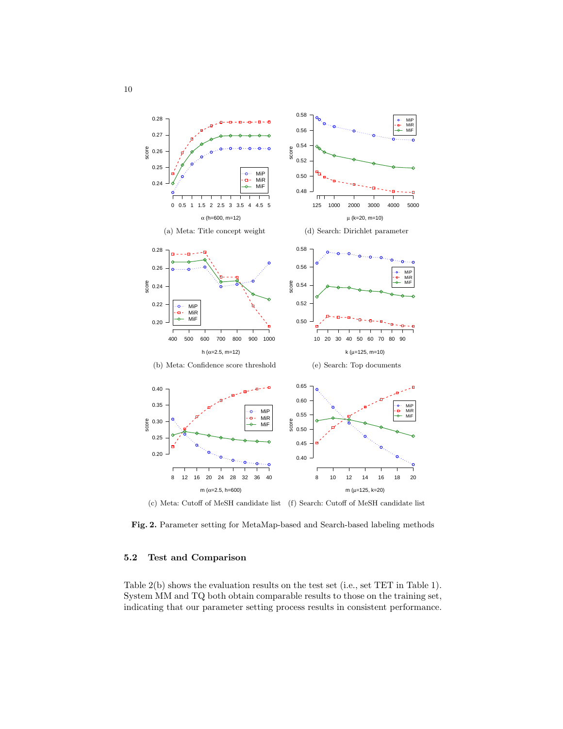(a) Meta: Title concept weight

(d) Search: Dirichlet parameter

(b) Meta: Confidence score threshold

(e) Search: Top documents

(c) Meta: Cutoff of MeSH candidate list

(f) Search: Cutoff of MeSH candidate list

**Fig. 2.** Parameter setting for MetaMap-based and Search-based labeling methods

### 5.2 Test and Comparison

Table 2(b) shows the evaluation results on the test set (i.e., set TET in Table 1). System MM and TQ both obtain comparable results to those on the training set, indicating that our parameter setting process results in consistent performance.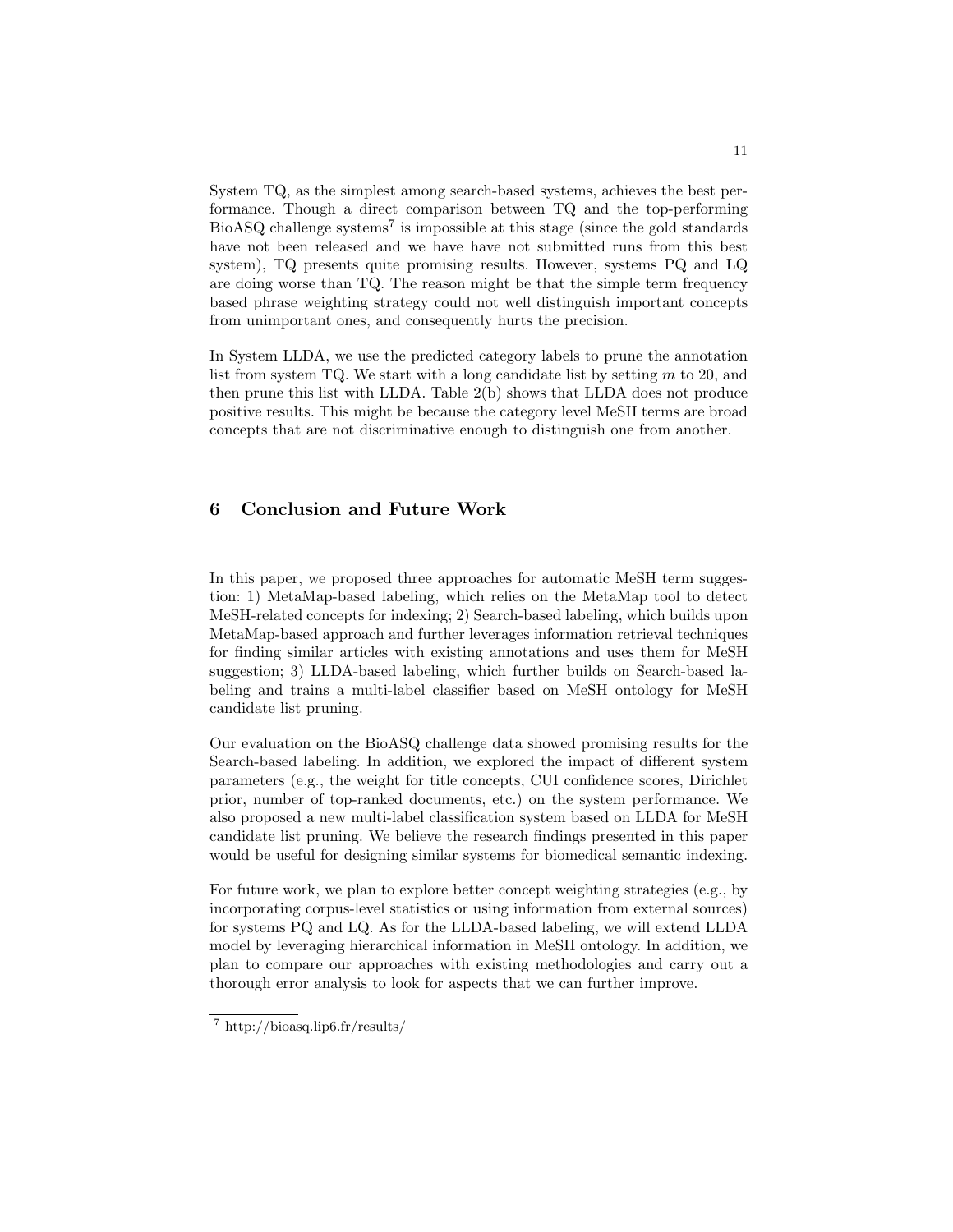System TQ, as the simplest among search-based systems, achieves the best performance. Though a direct comparison between TQ and the top-performing BioASQ challenge systems[7] is impossible at this stage (since the gold standards have not been released and we have have not submitted runs from this best system), TQ presents quite promising results. However, systems PQ and LQ are doing worse than TQ. The reason might be that the simple term frequency based phrase weighting strategy could not well distinguish important concepts from unimportant ones, and consequently hurts the precision.

In System LLDA, we use the predicted category labels to prune the annotation list from system TQ. We start with a long candidate list by setting $m$ to 20, and then prune this list with LLDA. Table 2(b) shows that LLDA does not produce positive results. This might be because the category level MeSH terms are broad concepts that are not discriminative enough to distinguish one from another.

## 6 Conclusion and Future Work

In this paper, we proposed three approaches for automatic MeSH term suggestion: 1) MetaMap-based labeling, which relies on the MetaMap tool to detect MeSH-related concepts for indexing; 2) Search-based labeling, which builds upon MetaMap-based approach and further leverages information retrieval techniques for finding similar articles with existing annotations and uses them for MeSH suggestion; 3) LLDA-based labeling, which further builds on Search-based labeling and trains a multi-label classifier based on MeSH ontology for MeSH candidate list pruning.

Our evaluation on the BioASQ challenge data showed promising results for the Search-based labeling. In addition, we explored the impact of different system parameters (e.g., the weight for title concepts, CUI confidence scores, Dirichlet prior, number of top-ranked documents, etc.) on the system performance. We also proposed a new multi-label classification system based on LLDA for MeSH candidate list pruning. We believe the research findings presented in this paper would be useful for designing similar systems for biomedical semantic indexing.

For future work, we plan to explore better concept weighting strategies (e.g., by incorporating corpus-level statistics or using information from external sources) for systems PQ and LQ. As for the LLDA-based labeling, we will extend LLDA model by leveraging hierarchical information in MeSH ontology. In addition, we plan to compare our approaches with existing methodologies and carry out a thorough error analysis to look for aspects that we can further improve.

[7] http://bioasq.lip6.fr/results/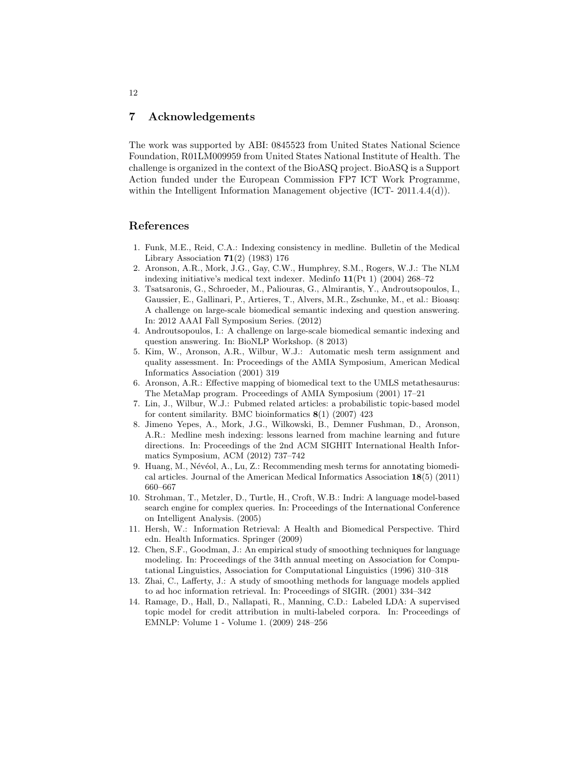## 7 Acknowledgements

The work was supported by ABI: 0845523 from United States National Science Foundation, R01LM009959 from United States National Institute of Health. The challenge is organized in the context of the BioASQ project. BioASQ is a Support Action funded under the European Commission FP7 ICT Work Programme, within the Intelligent Information Management objective (ICT- 2011.4.4(d)).

## References

1. Funk, M.E., Reid, C.A.: Indexing consistency in medline. Bulletin of the Medical Library Association **71**(2) (1983) 176
2. Aronson, A.R., Mork, J.G., Gay, C.W., Humphrey, S.M., Rogers, W.J.: The NLM indexing initiative's medical text indexer. Medinfo **11**(Pt 1) (2004) 268–72
3. Tsatsaronis, G., Schroeder, M., Paliouras, G., Almirantis, Y., Androutsopoulos, I., Gaussier, E., Gallinari, P., Artieres, T., Alvers, M.R., Zschunke, M., et al.: Bioasq: A challenge on large-scale biomedical semantic indexing and question answering. In: 2012 AAAI Fall Symposium Series. (2012)
4. Androutsopoulos, I.: A challenge on large-scale biomedical semantic indexing and question answering. In: BioNLP Workshop. (8 2013)
5. Kim, W., Aronson, A.R., Wilbur, W.J.: Automatic mesh term assignment and quality assessment. In: Proceedings of the AMIA Symposium, American Medical Informatics Association (2001) 319
6. Aronson, A.R.: Effective mapping of biomedical text to the UMLS metathesaurus: The MetaMap program. Proceedings of AMIA Symposium (2001) 17–21
7. Lin, J., Wilbur, W.J.: Pubmed related articles: a probabilistic topic-based model for content similarity. BMC bioinformatics **8**(1) (2007) 423
8. Jimeno Yepes, A., Mork, J.G., Wilkowski, B., Demner Fushman, D., Aronson, A.R.: Medline mesh indexing: lessons learned from machine learning and future directions. In: Proceedings of the 2nd ACM SIGHIT International Health Informatics Symposium, ACM (2012) 737–742
9. Huang, M., Névéol, A., Lu, Z.: Recommending mesh terms for annotating biomedical articles. Journal of the American Medical Informatics Association **18**(5) (2011) 660–667
10. Strohman, T., Metzler, D., Turtle, H., Croft, W.B.: Indri: A language model-based search engine for complex queries. In: Proceedings of the International Conference on Intelligent Analysis. (2005)
11. Hersh, W.: Information Retrieval: A Health and Biomedical Perspective. Third edn. Health Informatics. Springer (2009)
12. Chen, S.F., Goodman, J.: An empirical study of smoothing techniques for language modeling. In: Proceedings of the 34th annual meeting on Association for Computational Linguistics, Association for Computational Linguistics (1996) 310–318
13. Zhai, C., Lafferty, J.: A study of smoothing methods for language models applied to ad hoc information retrieval. In: Proceedings of SIGIR. (2001) 334–342
14. Ramage, D., Hall, D., Nallapati, R., Manning, C.D.: Labeled LDA: A supervised topic model for credit attribution in multi-labeled corpora. In: Proceedings of EMNLP: Volume 1 - Volume 1. (2009) 248–256